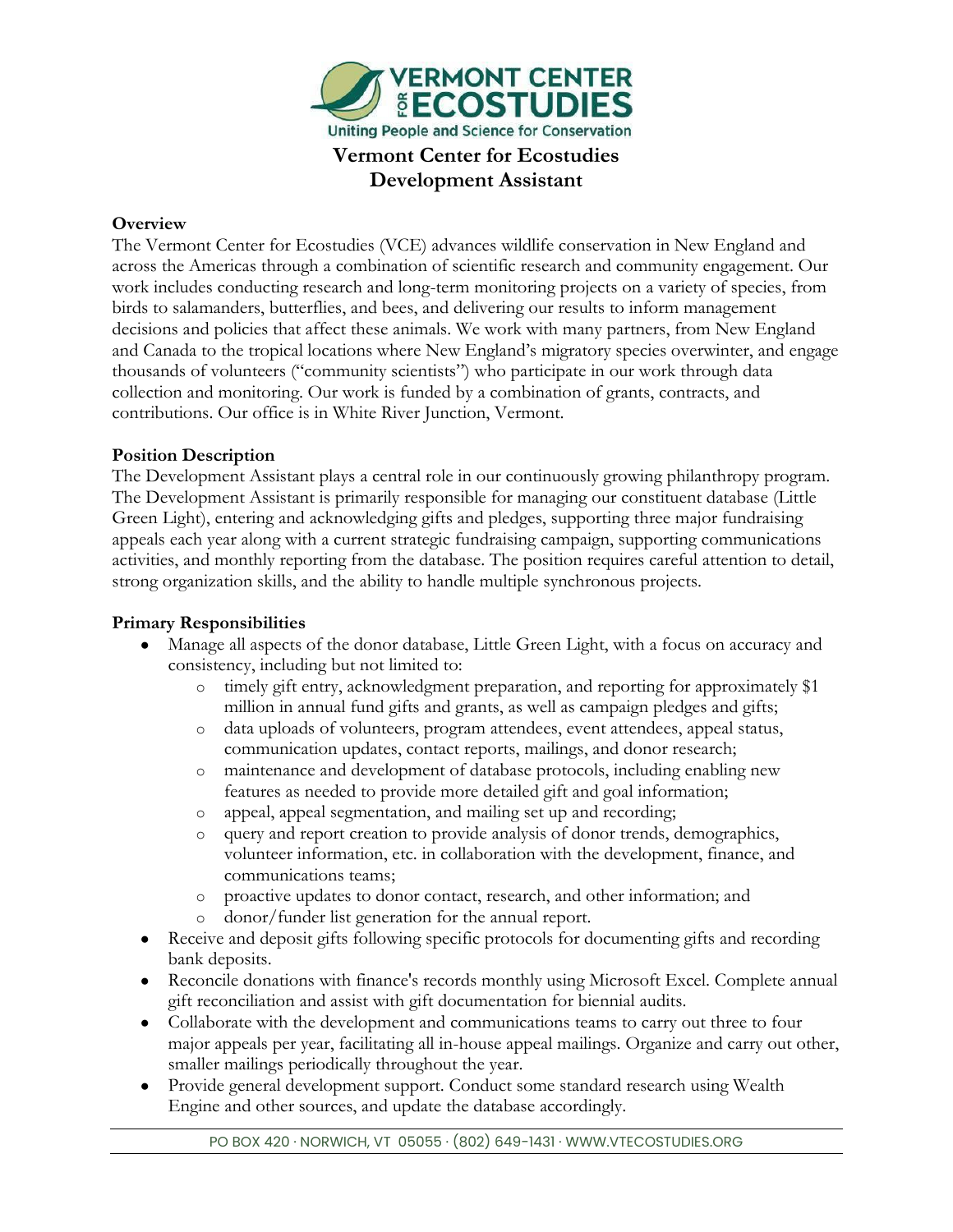# Vermont Center for Ecostudies
# Development Assistant

**Overview**

The Vermont Center for Ecostudies (VCE) advances wildlife conservation in New England and across the Americas through a combination of scientific research and community engagement. Our work includes conducting research and long-term monitoring projects on a variety of species, from birds to salamanders, butterflies, and bees, and delivering our results to inform management decisions and policies that affect these animals. We work with many partners, from New England and Canada to the tropical locations where New England's migratory species overwinter, and engage thousands of volunteers ("community scientists") who participate in our work through data collection and monitoring. Our work is funded by a combination of grants, contracts, and contributions. Our office is in White River Junction, Vermont.

**Position Description**

The Development Assistant plays a central role in our continuously growing philanthropy program. The Development Assistant is primarily responsible for managing our constituent database (Little Green Light), entering and acknowledging gifts and pledges, supporting three major fundraising appeals each year along with a current strategic fundraising campaign, supporting communications activities, and monthly reporting from the database. The position requires careful attention to detail, strong organization skills, and the ability to handle multiple synchronous projects.

**Primary Responsibilities**

- Manage all aspects of the donor database, Little Green Light, with a focus on accuracy and consistency, including but not limited to:
  - timely gift entry, acknowledgment preparation, and reporting for approximately $1 million in annual fund gifts and grants, as well as campaign pledges and gifts;
  - data uploads of volunteers, program attendees, event attendees, appeal status, communication updates, contact reports, mailings, and donor research;
  - maintenance and development of database protocols, including enabling new features as needed to provide more detailed gift and goal information;
  - appeal, appeal segmentation, and mailing set up and recording;
  - query and report creation to provide analysis of donor trends, demographics, volunteer information, etc. in collaboration with the development, finance, and communications teams;
  - proactive updates to donor contact, research, and other information; and
  - donor/funder list generation for the annual report.
- Receive and deposit gifts following specific protocols for documenting gifts and recording bank deposits.
- Reconcile donations with finance's records monthly using Microsoft Excel. Complete annual gift reconciliation and assist with gift documentation for biennial audits.
- Collaborate with the development and communications teams to carry out three to four major appeals per year, facilitating all in-house appeal mailings. Organize and carry out other, smaller mailings periodically throughout the year.
- Provide general development support. Conduct some standard research using Wealth Engine and other sources, and update the database accordingly.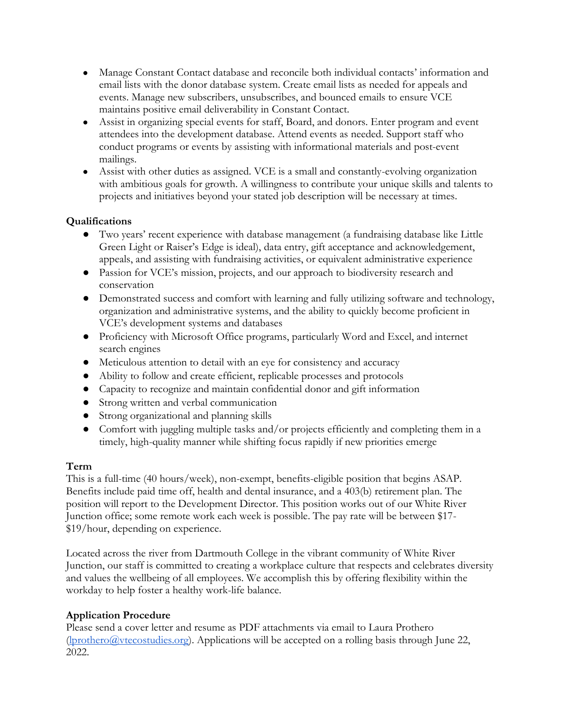- Manage Constant Contact database and reconcile both individual contacts' information and email lists with the donor database system. Create email lists as needed for appeals and events. Manage new subscribers, unsubscribes, and bounced emails to ensure VCE maintains positive email deliverability in Constant Contact.
- Assist in organizing special events for staff, Board, and donors. Enter program and event attendees into the development database. Attend events as needed. Support staff who conduct programs or events by assisting with informational materials and post-event mailings.
- Assist with other duties as assigned. VCE is a small and constantly-evolving organization with ambitious goals for growth. A willingness to contribute your unique skills and talents to projects and initiatives beyond your stated job description will be necessary at times.

**Qualifications**

- Two years' recent experience with database management (a fundraising database like Little Green Light or Raiser's Edge is ideal), data entry, gift acceptance and acknowledgement, appeals, and assisting with fundraising activities, or equivalent administrative experience
- Passion for VCE's mission, projects, and our approach to biodiversity research and conservation
- Demonstrated success and comfort with learning and fully utilizing software and technology, organization and administrative systems, and the ability to quickly become proficient in VCE's development systems and databases
- Proficiency with Microsoft Office programs, particularly Word and Excel, and internet search engines
- Meticulous attention to detail with an eye for consistency and accuracy
- Ability to follow and create efficient, replicable processes and protocols
- Capacity to recognize and maintain confidential donor and gift information
- Strong written and verbal communication
- Strong organizational and planning skills
- Comfort with juggling multiple tasks and/or projects efficiently and completing them in a timely, high-quality manner while shifting focus rapidly if new priorities emerge

**Term**

This is a full-time (40 hours/week), non-exempt, benefits-eligible position that begins ASAP. Benefits include paid time off, health and dental insurance, and a 403(b) retirement plan. The position will report to the Development Director. This position works out of our White River Junction office; some remote work each week is possible. The pay rate will be between $17-$19/hour, depending on experience.

Located across the river from Dartmouth College in the vibrant community of White River Junction, our staff is committed to creating a workplace culture that respects and celebrates diversity and values the wellbeing of all employees. We accomplish this by offering flexibility within the workday to help foster a healthy work-life balance.

**Application Procedure**

Please send a cover letter and resume as PDF attachments via email to Laura Prothero (lprothero@vtecostudies.org). Applications will be accepted on a rolling basis through June 22, 2022.